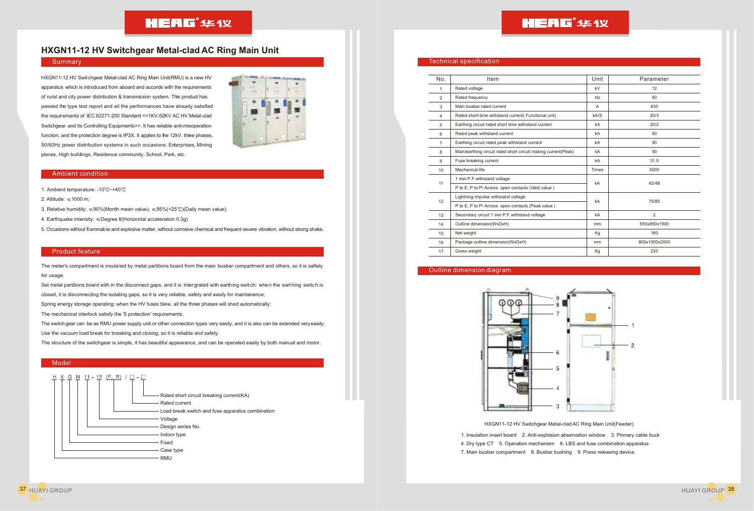# HXGN11-12 HV Switchgear Metal-clad AC Ring Main Unit

## Summary

HXGN11-12 HV Switchgear Metal-clad AC Ring Main Unit(RMU) is a new HV apparatus which is introduced from aboard and accords with the requirements of rural and city power distribution & transmission system. This product has passed the type test report and all the performances have already satisfied the requirements of IEC 62271-200 Standard <<1KV-52KV AC HV Metal-clad Switchgear and its Controlling Equipments>>. It has reliable anti-misoperation function, and the protection degree is IP3X. It applies to the 12kV, three phases, 50/60Hz power distribution systems in such occasions: Enterprises, Mining places, High buildings, Residence community, School, Park, etc.

## Ambient condition

1. Ambient temperature: -10℃~+40℃
2. Altitude: ≤1000 m;
3. Relative humidity: ≤90%(Month mean value); ≤95%(+25℃)(Daily mean value);
4. Earthquake intensity: ≤Degree 8(Horizontal acceleration 0.3g)
5. Occasions without flammable and explosive matter, without corrosive chemical and frequent severe vibration, without strong shake.

## Product feature

The meter's compartment is insulated by metal partitions board from the main busbar compartment and others, so it is saftely for usage.

Set metal partitions board with in the disconnect gaps, and it is intergrated with earthing switch: when the earthing switch is closed, it is disconnecting the isolating gaps, so it is very reliable, safety and easily for maintanence;

Spring energy storage operating: when the HV fuses blew, all the three phases will shed automatically;

The mechanical interlock satisfy the '5 protection' requirements.

The switchgear can be as RMU power supply unit or other connection types very easily, and it is also can be extended very easily;

Use the vacuum load break for breaking and closing, so it is reliable and safety.

The structure of the switchgear is simple, it has beautiful appearance, and can be operated easily by both manual and motor.

## Model

H X G N 11 – 12 (F、R) / □ – □

- Rated short circuit breaking current(KA)
- Rated current
- Load break switch and fuse apparatus combination
- Voltage
- Design series No.
- Indoor type
- Fixed
- Case type
- RMU

## Technical specification

| No. | Item | Unit | Parameter |
|---|---|---|---|
| 1 | Rated voltage | kV | 12 |
| 2 | Rated frequency | Hz | 50 |
| 3 | Main busbar rated current | A | 630 |
| 4 | Rated short-time withstand current( Functional unit) | kA/S | 20/3 |
| 5 | Earthing circuit rated short time withstand current | kA | 20/2 |
| 6 | Rated peak withstand current | kA | 50 |
| 7 | Earthing circuit rated peak withstand current | kA | 50 |
| 8 | Main/earthing circuit rated short circuit making current(Peak) | kA | 50 |
| 9 | Fuse breaking current | kA | 31.5 |
| 10 | Mechanical life | Times | 5000 |
| 11 | 1 min P.F withstand voltage<br>P to E, P to P/ Across open contacts (Valid value ) | kA | 42/48 |
| 12 | Lightning impulse withstand voltage<br>P to E, P to P/ Across open contacts (Peak value ) | kA | 75/85 |
| 13 | Secondary circuit 1 min P.F. withstand voltage | kA | 2 |
| 14 | Outline dimension(WxDxH) | mm | 650x850x1900 |
| 15 | Net weight | Kg | 160 |
| 16 | Package outline dimension(WxDxH) | mm | 800x1000x2000 |
| 17 | Gross weight | Kg | 220 |

## Outline dimension diagram

HXGN11-12 HV Switchgear Metal-clad AC Ring Main Unit(Feeder)

1. Insulation insert board 2. Anti-explosion observation window 3. Primary cable buck 4. Dry type CT 5. Operation mechanism 6. LBS and fuse combination apparatus 7. Main busbar compartment 8. Busbar bushing 9. Press releasing device.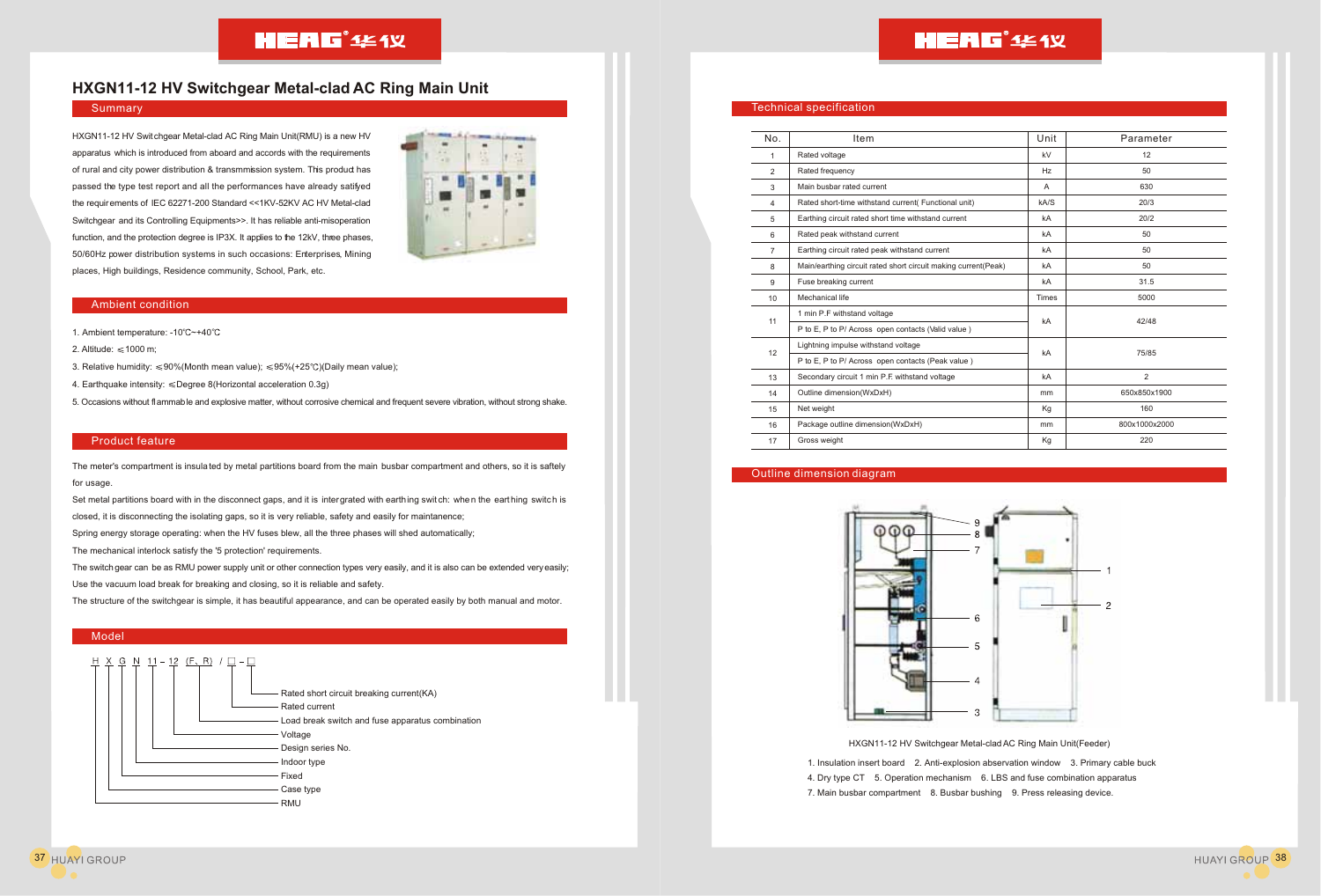# HXGN11-12 HV Switchgear Metal-clad AC Ring Main Unit

## Summary

HXGN11-12 HV Switchgear Metal-clad AC Ring Main Unit(RMU) is a new HV apparatus which is introduced from aboard and accords with the requirements of rural and city power distribution & transmmission system. This product has passed the type test report and all the performances have already satifyed the requirements of IEC 62271-200 Standard <<1KV-52KV AC HV Metal-clad Switchgear and its Controlling Equipments>>. It has reliable anti-misoperation function, and the protection degree is IP3X. It applies to the 12kV, three phases, 50/60Hz power distribution systems in such occasions: Enterprises, Mining places, High buildings, Residence community, School, Park, etc.

## Ambient condition

1. Ambient temperature: -10℃~+40℃
2. Altitude: ≤1000 m;
3. Relative humidity: ≤90%(Month mean value); ≤95%(+25℃)(Daily mean value);
4. Earthquake intensity: ≤Degree 8(Horizontal acceleration 0.3g)
5. Occasions without flammable and explosive matter, without corrosive chemical and frequent severe vibration, without strong shake.

## Product feature

The meter's compartment is insulated by metal partitions board from the main busbar compartment and others, so it is saftely for usage.

Set metal partitions board with in the disconnect gaps, and it is intergrated with earthing switch: when the earthing switch is closed, it is disconnecting the isolating gaps, so it is very reliable, safety and easily for maintanence;

Spring energy storage operating: when the HV fuses blew, all the three phases will shed automatically;

The mechanical interlock satisfy the '5 protection' requirements.

The switchgear can be as RMU power supply unit or other connection types very easily, and it is also can be extended very easily;

Use the vacuum load break for breaking and closing, so it is reliable and safety.

The structure of the switchgear is simple, it has beautiful appearance, and can be operated easily by both manual and motor.

## Model

H X G N 11 – 12 (F、R) / □ – □

- Rated short circuit breaking current(KA)
- Rated current
- Load break switch and fuse apparatus combination
- Voltage
- Design series No.
- Indoor type
- Fixed
- Case type
- RMU

## Technical specification

| No. | Item | Unit | Parameter |
|---|---|---|---|
| 1 | Rated voltage | kV | 12 |
| 2 | Rated frequency | Hz | 50 |
| 3 | Main busbar rated current | A | 630 |
| 4 | Rated short-time withstand current( Functional unit) | kA/S | 20/3 |
| 5 | Earthing circuit rated short time withstand current | kA | 20/2 |
| 6 | Rated peak withstand current | kA | 50 |
| 7 | Earthing circuit rated peak withstand current | kA | 50 |
| 8 | Main/earthing circuit rated short circuit making current(Peak) | kA | 50 |
| 9 | Fuse breaking current | kA | 31.5 |
| 10 | Mechanical life | Times | 5000 |
| 11 | 1 min P.F withstand voltage<br>P to E, P to P/ Across open contacts (Valid value ) | kA | 42/48 |
| 12 | Lightning impulse withstand voltage<br>P to E, P to P/ Across open contacts (Peak value ) | kA | 75/85 |
| 13 | Secondary circuit 1 min P.F. withstand voltage | kA | 2 |
| 14 | Outline dimension(WxDxH) | mm | 650x850x1900 |
| 15 | Net weight | Kg | 160 |
| 16 | Package outline dimension(WxDxH) | mm | 800x1000x2000 |
| 17 | Gross weight | Kg | 220 |

## Outline dimension diagram

HXGN11-12 HV Switchgear Metal-clad AC Ring Main Unit(Feeder)

1. Insulation insert board 2. Anti-explosion observation window 3. Primary cable buck
4. Dry type CT 5. Operation mechanism 6. LBS and fuse combination apparatus
7. Main busbar compartment 8. Busbar bushing 9. Press releasing device.